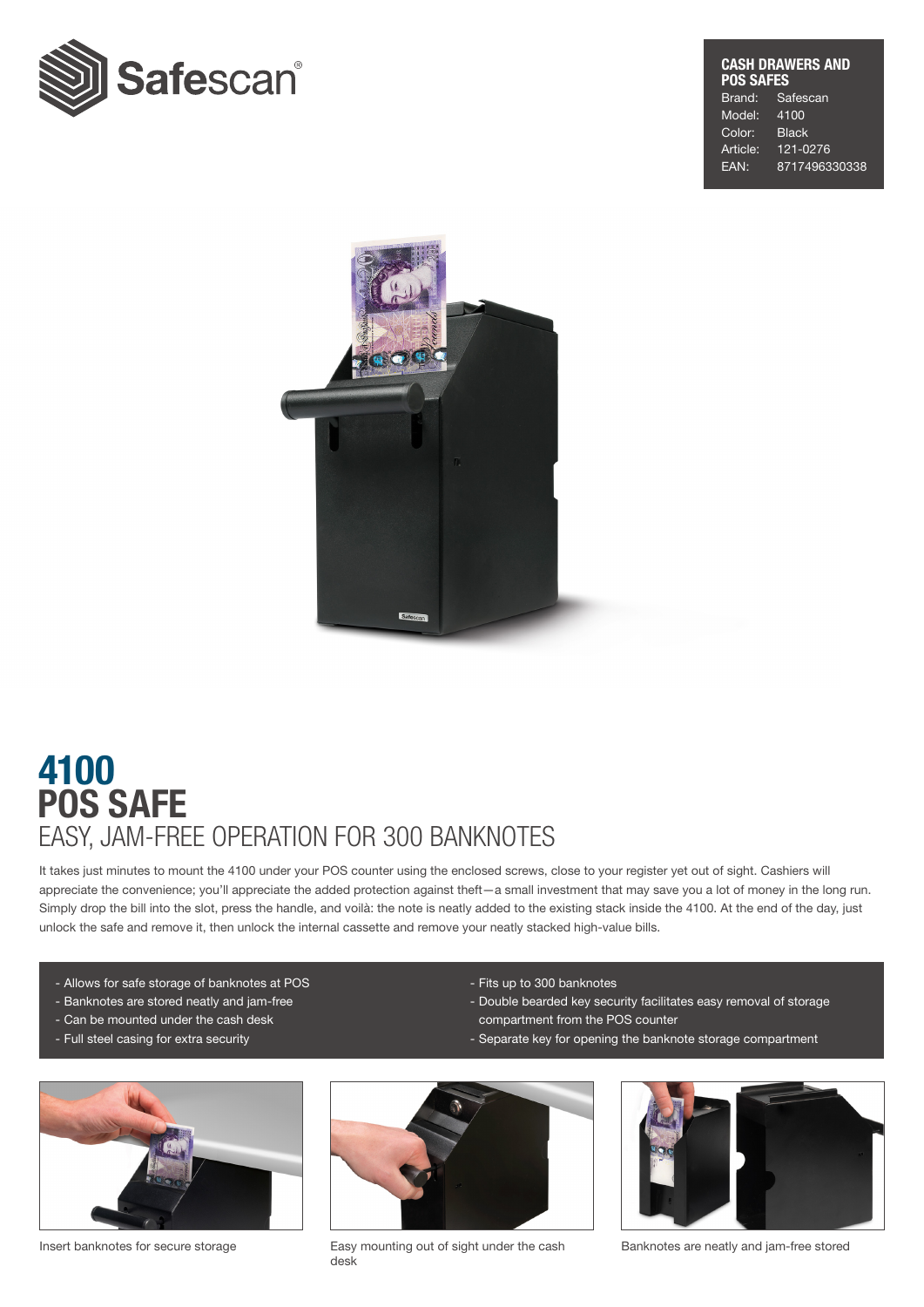Safescan

**CASH DRAWERS AND POS SAFES**

| | |
|---|---|
| Brand: | Safescan |
| Model: | 4100 |
| Color: | Black |
| Article: | 121-0276 |
| EAN: | 8717496330338 |

# 4100
# POS SAFE
## EASY, JAM-FREE OPERATION FOR 300 BANKNOTES

It takes just minutes to mount the 4100 under your POS counter using the enclosed screws, close to your register yet out of sight. Cashiers will appreciate the convenience; you'll appreciate the added protection against theft—a small investment that may save you a lot of money in the long run. Simply drop the bill into the slot, press the handle, and voilà: the note is neatly added to the existing stack inside the 4100. At the end of the day, just unlock the safe and remove it, then unlock the internal cassette and remove your neatly stacked high-value bills.

- Allows for safe storage of banknotes at POS
- Banknotes are stored neatly and jam-free
- Can be mounted under the cash desk
- Full steel casing for extra security
- Fits up to 300 banknotes
- Double bearded key security facilitates easy removal of storage compartment from the POS counter
- Separate key for opening the banknote storage compartment

Insert banknotes for secure storage

Easy mounting out of sight under the cash desk

Banknotes are neatly and jam-free stored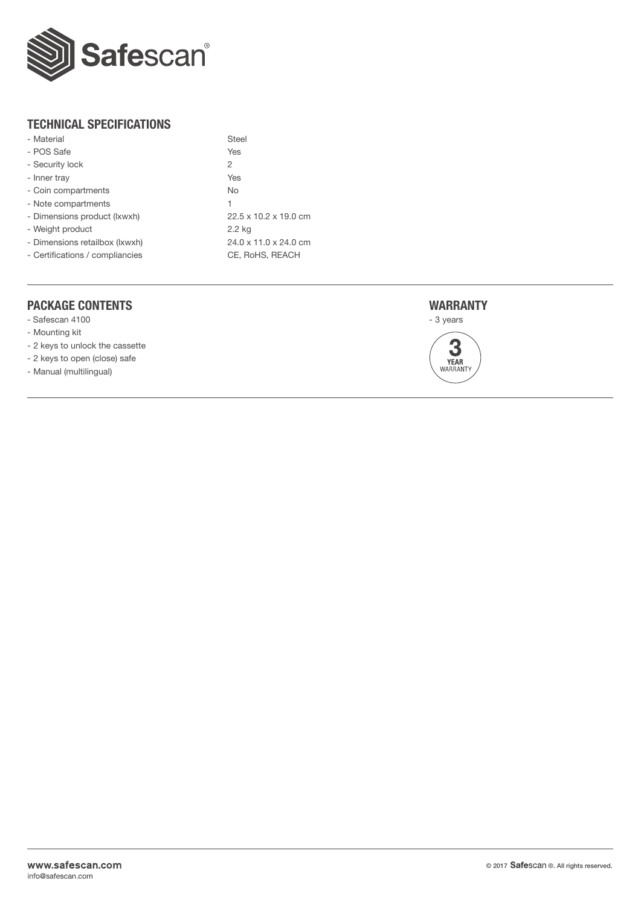## TECHNICAL SPECIFICATIONS

| | |
|---|---|
| - Material | Steel |
| - POS Safe | Yes |
| - Security lock | 2 |
| - Inner tray | Yes |
| - Coin compartments | No |
| - Note compartments | 1 |
| - Dimensions product (lxwxh) | 22.5 x 10.2 x 19.0 cm |
| - Weight product | 2.2 kg |
| - Dimensions retailbox (lxwxh) | 24.0 x 11.0 x 24.0 cm |
| - Certifications / compliancies | CE, RoHS, REACH |

## PACKAGE CONTENTS

- Safescan 4100
- Mounting kit
- 2 keys to unlock the cassette
- 2 keys to open (close) safe
- Manual (multilingual)

## WARRANTY

- 3 years

3 YEAR WARRANTY

www.safescan.com
info@safescan.com

© 2017 Safescan ®. All rights reserved.